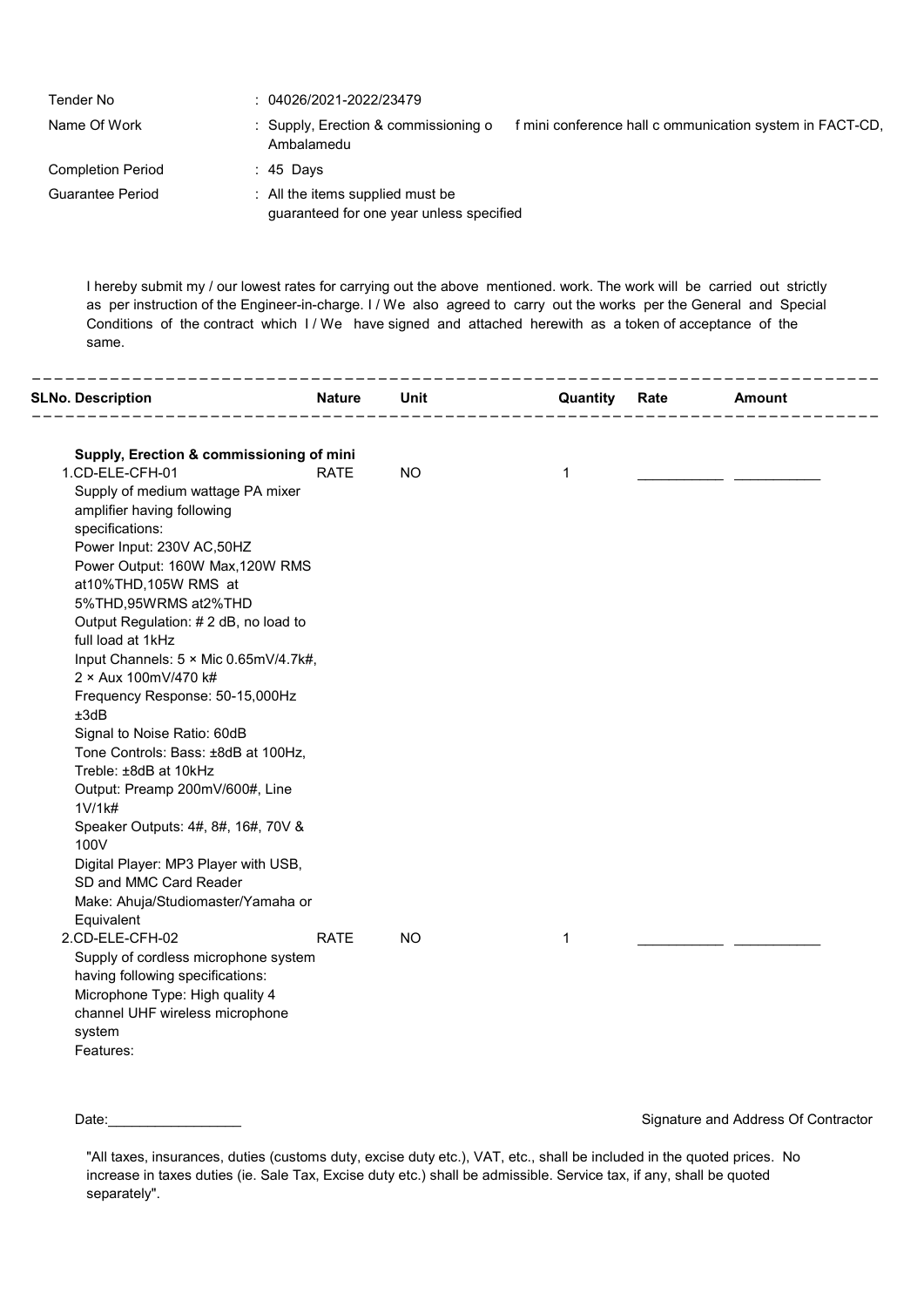| | |
|---|---|
| Tender No | : 04026/2021-2022/23479 |
| Name Of Work | : Supply, Erection & commissioning o f mini conference hall c ommunication system in FACT-CD, Ambalamedu |
| Completion Period | : 45 Days |
| Guarantee Period | : All the items supplied must be guaranteed for one year unless specified |

I hereby submit my / our lowest rates for carrying out the above mentioned. work. The work will be carried out strictly as per instruction of the Engineer-in-charge. I / We also agreed to carry out the works per the General and Special Conditions of the contract which I / We have signed and attached herewith as a token of acceptance of the same.

| SLNo. Description | Nature | Unit | Quantity | Rate | Amount |
|---|---|---|---|---|---|
| **Supply, Erection & commissioning of mini** | | | | | |
| 1.CD-ELE-CFH-01<br>Supply of medium wattage PA mixer amplifier having following specifications:<br>Power Input: 230V AC,50HZ<br>Power Output: 160W Max,120W RMS at10%THD,105W RMS at 5%THD,95WRMS at2%THD<br>Output Regulation: # 2 dB, no load to full load at 1kHz<br>Input Channels: 5 × Mic 0.65mV/4.7k#, 2 × Aux 100mV/470 k#<br>Frequency Response: 50-15,000Hz ±3dB<br>Signal to Noise Ratio: 60dB<br>Tone Controls: Bass: ±8dB at 100Hz, Treble: ±8dB at 10kHz<br>Output: Preamp 200mV/600#, Line 1V/1k#<br>Speaker Outputs: 4#, 8#, 16#, 70V & 100V<br>Digital Player: MP3 Player with USB, SD and MMC Card Reader<br>Make: Ahuja/Studiomaster/Yamaha or Equivalent | RATE | NO | 1 | __________ | __________ |
| 2.CD-ELE-CFH-02<br>Supply of cordless microphone system having following specifications:<br>Microphone Type: High quality 4 channel UHF wireless microphone system<br>Features: | RATE | NO | 1 | __________ | __________ |

Date:________________ Signature and Address Of Contractor

"All taxes, insurances, duties (customs duty, excise duty etc.), VAT, etc., shall be included in the quoted prices. No increase in taxes duties (ie. Sale Tax, Excise duty etc.) shall be admissible. Service tax, if any, shall be quoted separately".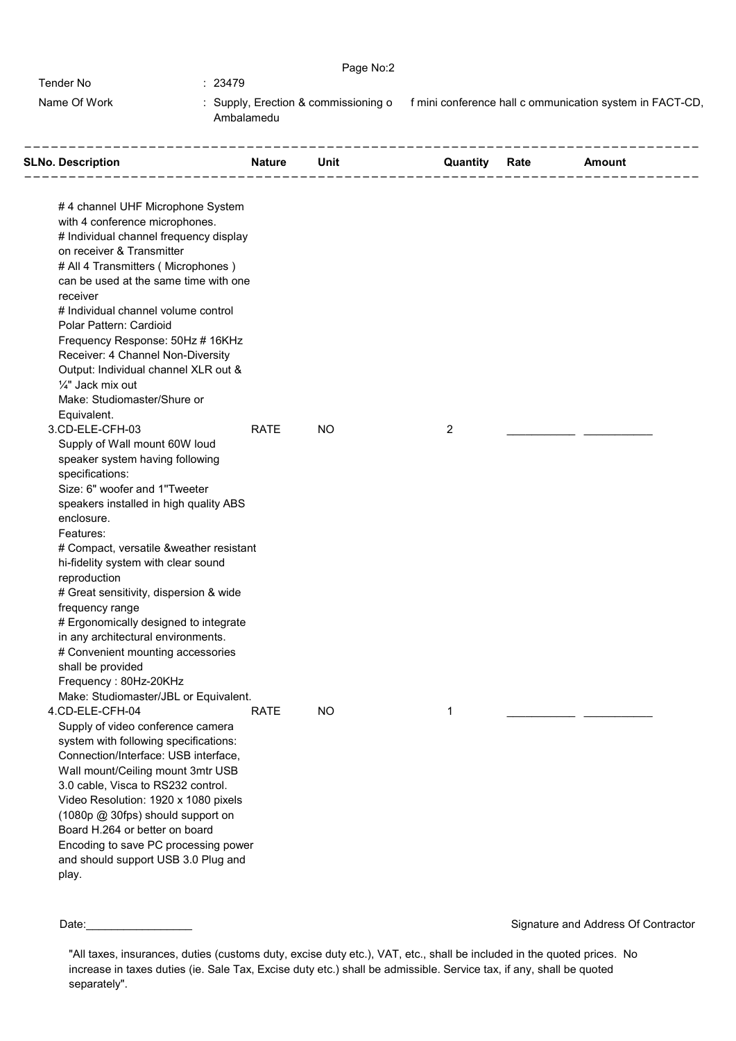Tender No : 23479

Name Of Work : Supply, Erection & commissioning of mini conference hall communication system in FACT-CD, Ambalamedu

| SLNo. Description | Nature | Unit | Quantity | Rate | Amount |
|---|---|---|---|---|---|
| # 4 channel UHF Microphone System with 4 conference microphones.<br># Individual channel frequency display on receiver & Transmitter<br># All 4 Transmitters ( Microphones ) can be used at the same time with one receiver<br># Individual channel volume control<br>Polar Pattern: Cardioid<br>Frequency Response: 50Hz # 16KHz<br>Receiver: 4 Channel Non-Diversity<br>Output: Individual channel XLR out & ¼" Jack mix out<br>Make: Studiomaster/Shure or Equivalent. | | | | | |
| 3.CD-ELE-CFH-03<br>Supply of Wall mount 60W loud speaker system having following specifications:<br>Size: 6" woofer and 1"Tweeter speakers installed in high quality ABS enclosure.<br>Features:<br># Compact, versatile &weather resistant hi-fidelity system with clear sound reproduction<br># Great sensitivity, dispersion & wide frequency range<br># Ergonomically designed to integrate in any architectural environments.<br># Convenient mounting accessories shall be provided<br>Frequency : 80Hz-20KHz<br>Make: Studiomaster/JBL or Equivalent. | RATE | NO | 2 | ___________ | ___________ |
| 4.CD-ELE-CFH-04<br>Supply of video conference camera system with following specifications:<br>Connection/Interface: USB interface, Wall mount/Ceiling mount 3mtr USB 3.0 cable, Visca to RS232 control.<br>Video Resolution: 1920 x 1080 pixels (1080p @ 30fps) should support on Board H.264 or better on board Encoding to save PC processing power and should support USB 3.0 Plug and play. | RATE | NO | 1 | ___________ | ___________ |

Date:_________________ Signature and Address Of Contractor

"All taxes, insurances, duties (customs duty, excise duty etc.), VAT, etc., shall be included in the quoted prices. No increase in taxes duties (ie. Sale Tax, Excise duty etc.) shall be admissible. Service tax, if any, shall be quoted separately".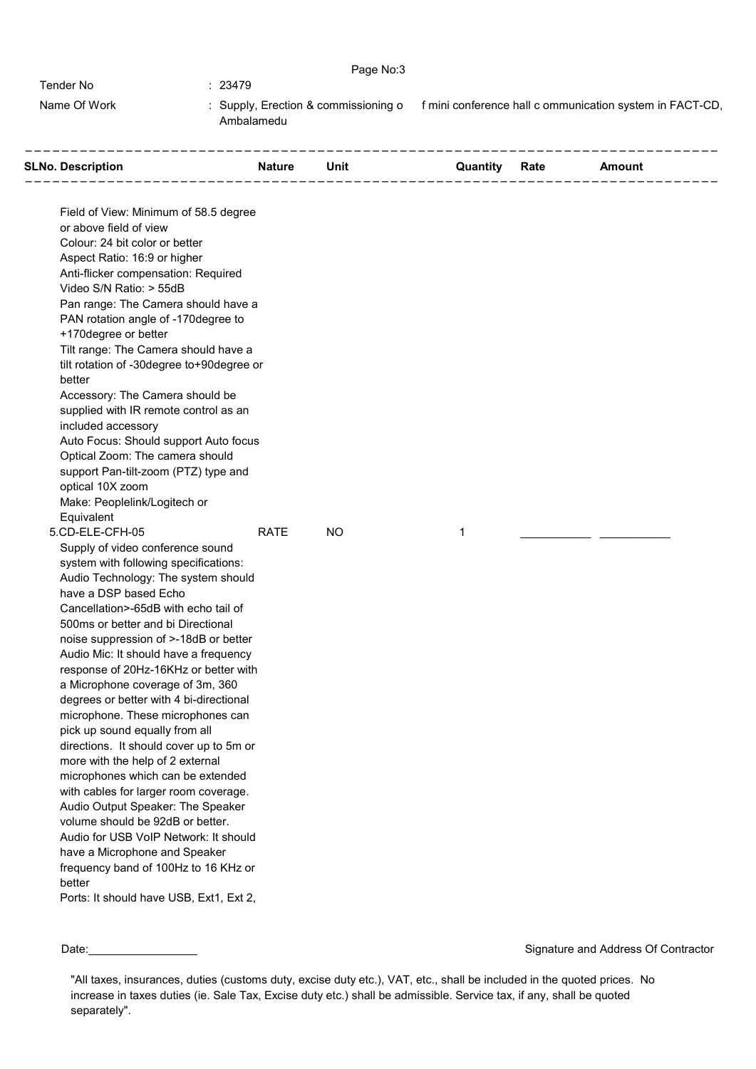Tender No : 23479

Name Of Work : Supply, Erection & commissioning of mini conference hall communication system in FACT-CD, Ambalamedu

| SLNo. Description | Nature | Unit | Quantity | Rate | Amount |
|---|---|---|---|---|---|
| Field of View: Minimum of 58.5 degree or above field of view<br>Colour: 24 bit color or better<br>Aspect Ratio: 16:9 or higher<br>Anti-flicker compensation: Required<br>Video S/N Ratio: > 55dB<br>Pan range: The Camera should have a PAN rotation angle of -170degree to +170degree or better<br>Tilt range: The Camera should have a tilt rotation of -30degree to+90degree or better<br>Accessory: The Camera should be supplied with IR remote control as an included accessory<br>Auto Focus: Should support Auto focus<br>Optical Zoom: The camera should support Pan-tilt-zoom (PTZ) type and optical 10X zoom<br>Make: Peoplelink/Logitech or Equivalent | | | | | |
| 5.CD-ELE-CFH-05 | RATE | NO | 1 | ___________ | ___________ |
| Supply of video conference sound system with following specifications:<br>Audio Technology: The system should have a DSP based Echo Cancellation>-65dB with echo tail of 500ms or better and bi Directional noise suppression of >-18dB or better<br>Audio Mic: It should have a frequency response of 20Hz-16KHz or better with a Microphone coverage of 3m, 360 degrees or better with 4 bi-directional microphone. These microphones can pick up sound equally from all directions. It should cover up to 5m or more with the help of 2 external microphones which can be extended with cables for larger room coverage.<br>Audio Output Speaker: The Speaker volume should be 92dB or better.<br>Audio for USB VoIP Network: It should have a Microphone and Speaker frequency band of 100Hz to 16 KHz or better<br>Ports: It should have USB, Ext1, Ext 2, | | | | | |

Date:_________________

Signature and Address Of Contractor

"All taxes, insurances, duties (customs duty, excise duty etc.), VAT, etc., shall be included in the quoted prices. No increase in taxes duties (ie. Sale Tax, Excise duty etc.) shall be admissible. Service tax, if any, shall be quoted separately".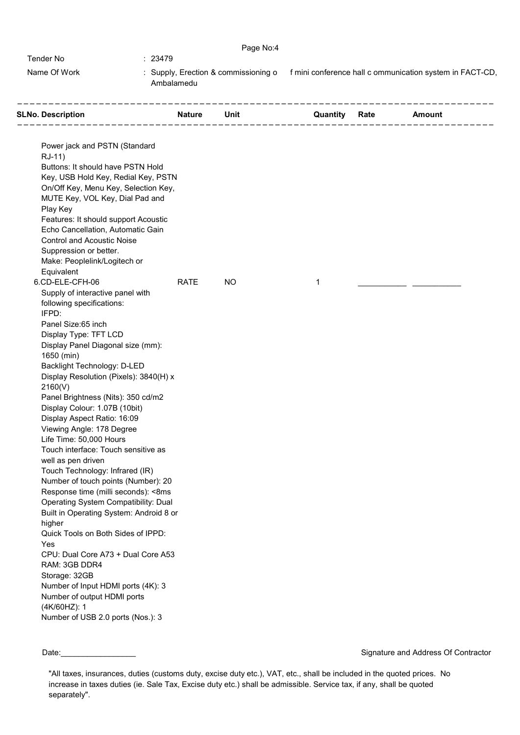Tender No : 23479

Name Of Work : Supply, Erection & commissioning of mini conference hall communication system in FACT-CD, Ambalamedu

| SLNo. Description | Nature | Unit | Quantity | Rate | Amount |
|---|---|---|---|---|---|
| Power jack and PSTN (Standard RJ-11)<br>Buttons: It should have PSTN Hold Key, USB Hold Key, Redial Key, PSTN On/Off Key, Menu Key, Selection Key, MUTE Key, VOL Key, Dial Pad and Play Key<br>Features: It should support Acoustic Echo Cancellation, Automatic Gain Control and Acoustic Noise Suppression or better.<br>Make: Peoplelink/Logitech or Equivalent | | | | | |
| 6.CD-ELE-CFH-06<br>Supply of interactive panel with following specifications:<br>IFPD:<br>Panel Size:65 inch<br>Display Type: TFT LCD<br>Display Panel Diagonal size (mm): 1650 (min)<br>Backlight Technology: D-LED<br>Display Resolution (Pixels): 3840(H) x 2160(V)<br>Panel Brightness (Nits): 350 cd/m2<br>Display Colour: 1.07B (10bit)<br>Display Aspect Ratio: 16:09<br>Viewing Angle: 178 Degree<br>Life Time: 50,000 Hours<br>Touch interface: Touch sensitive as well as pen driven<br>Touch Technology: Infrared (IR)<br>Number of touch points (Number): 20<br>Response time (milli seconds): <8ms<br>Operating System Compatibility: Dual<br>Built in Operating System: Android 8 or higher<br>Quick Tools on Both Sides of IPPD: Yes<br>CPU: Dual Core A73 + Dual Core A53<br>RAM: 3GB DDR4<br>Storage: 32GB<br>Number of Input HDMI ports (4K): 3<br>Number of output HDMI ports (4K/60HZ): 1<br>Number of USB 2.0 ports (Nos.): 3 | RATE | NO | 1 | ___________ | ___________ |

Date:_________________ Signature and Address Of Contractor

"All taxes, insurances, duties (customs duty, excise duty etc.), VAT, etc., shall be included in the quoted prices. No increase in taxes duties (ie. Sale Tax, Excise duty etc.) shall be admissible. Service tax, if any, shall be quoted separately".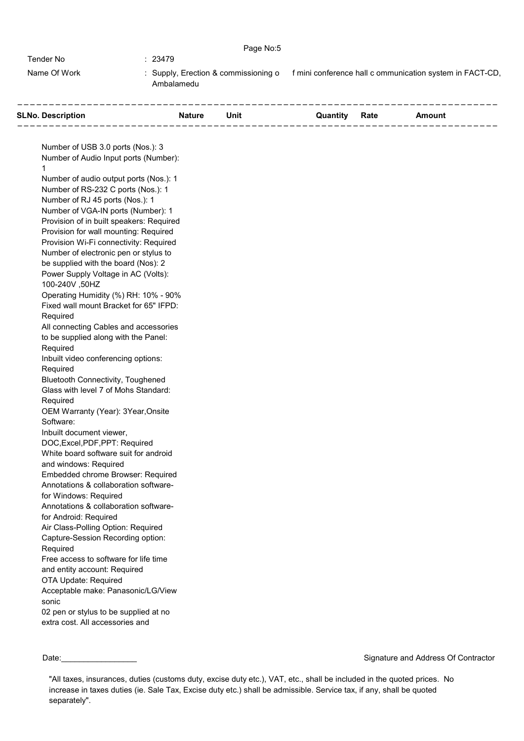Tender No : 23479

Name Of Work : Supply, Erection & commissioning of mini conference hall communication system in FACT-CD, Ambalamedu

| SLNo. | Description | Nature | Unit | Quantity | Rate | Amount |
|---|---|---|---|---|---|---|
| | Number of USB 3.0 ports (Nos.): 3<br>Number of Audio Input ports (Number): 1<br>Number of audio output ports (Nos.): 1<br>Number of RS-232 C ports (Nos.): 1<br>Number of RJ 45 ports (Nos.): 1<br>Number of VGA-IN ports (Number): 1<br>Provision of in built speakers: Required<br>Provision for wall mounting: Required<br>Provision Wi-Fi connectivity: Required<br>Number of electronic pen or stylus to be supplied with the board (Nos): 2<br>Power Supply Voltage in AC (Volts): 100-240V ,50HZ<br>Operating Humidity (%) RH: 10% - 90%<br>Fixed wall mount Bracket for 65" IFPD: Required<br>All connecting Cables and accessories to be supplied along with the Panel: Required<br>Inbuilt video conferencing options: Required<br>Bluetooth Connectivity, Toughened Glass with level 7 of Mohs Standard: Required<br>OEM Warranty (Year): 3Year,Onsite<br>Software:<br>Inbuilt document viewer, DOC,Excel,PDF,PPT: Required<br>White board software suit for android and windows: Required<br>Embedded chrome Browser: Required<br>Annotations & collaboration software-for Windows: Required<br>Annotations & collaboration software-for Android: Required<br>Air Class-Polling Option: Required<br>Capture-Session Recording option: Required<br>Free access to software for life time and entity account: Required<br>OTA Update: Required<br>Acceptable make: Panasonic/LG/View sonic<br>02 pen or stylus to be supplied at no extra cost. All accessories and | | | | | |

Date:_________________

Signature and Address Of Contractor

"All taxes, insurances, duties (customs duty, excise duty etc.), VAT, etc., shall be included in the quoted prices. No increase in taxes duties (ie. Sale Tax, Excise duty etc.) shall be admissible. Service tax, if any, shall be quoted separately".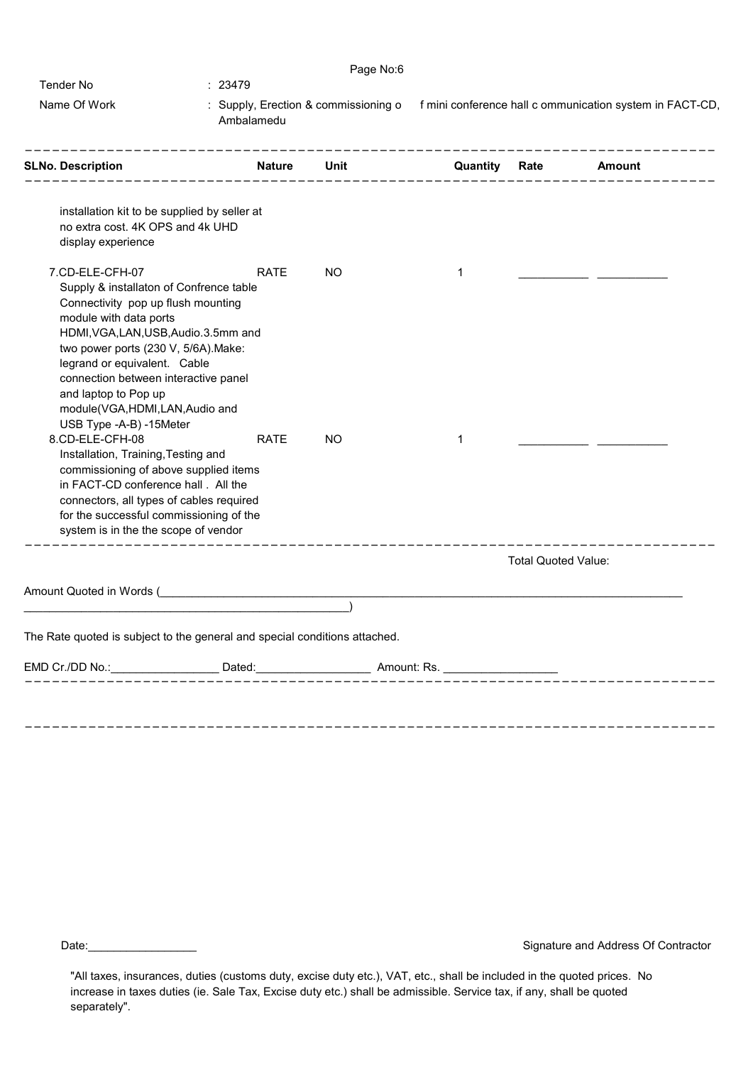Tender No : 23479

Name Of Work : Supply, Erection & commissioning o f mini conference hall c ommunication system in FACT-CD, Ambalamedu

| SLNo. Description | Nature | Unit | Quantity | Rate | Amount |
|---|---|---|---|---|---|
| installation kit to be supplied by seller at no extra cost. 4K OPS and 4k UHD display experience | | | | | |
| 7.CD-ELE-CFH-07 Supply & installaton of Confrence table Connectivity pop up flush mounting module with data ports HDMI,VGA,LAN,USB,Audio.3.5mm and two power ports (230 V, 5/6A).Make: legrand or equivalent. Cable connection between interactive panel and laptop to Pop up module(VGA,HDMI,LAN,Audio and USB Type -A-B) -15Meter | RATE | NO | 1 | ___________ | ___________ |
| 8.CD-ELE-CFH-08 Installation, Training,Testing and commissioning of above supplied items in FACT-CD conference hall . All the connectors, all types of cables required for the successful commissioning of the system is in the the scope of vendor | RATE | NO | 1 | ___________ | ___________ |

Total Quoted Value:

Amount Quoted in Words (________________________________________________________________________________
__________________________________________________)

The Rate quoted is subject to the general and special conditions attached.

EMD Cr./DD No.:_________________ Dated:__________________ Amount: Rs. __________________

Date:_________________

Signature and Address Of Contractor

"All taxes, insurances, duties (customs duty, excise duty etc.), VAT, etc., shall be included in the quoted prices. No increase in taxes duties (ie. Sale Tax, Excise duty etc.) shall be admissible. Service tax, if any, shall be quoted separately".